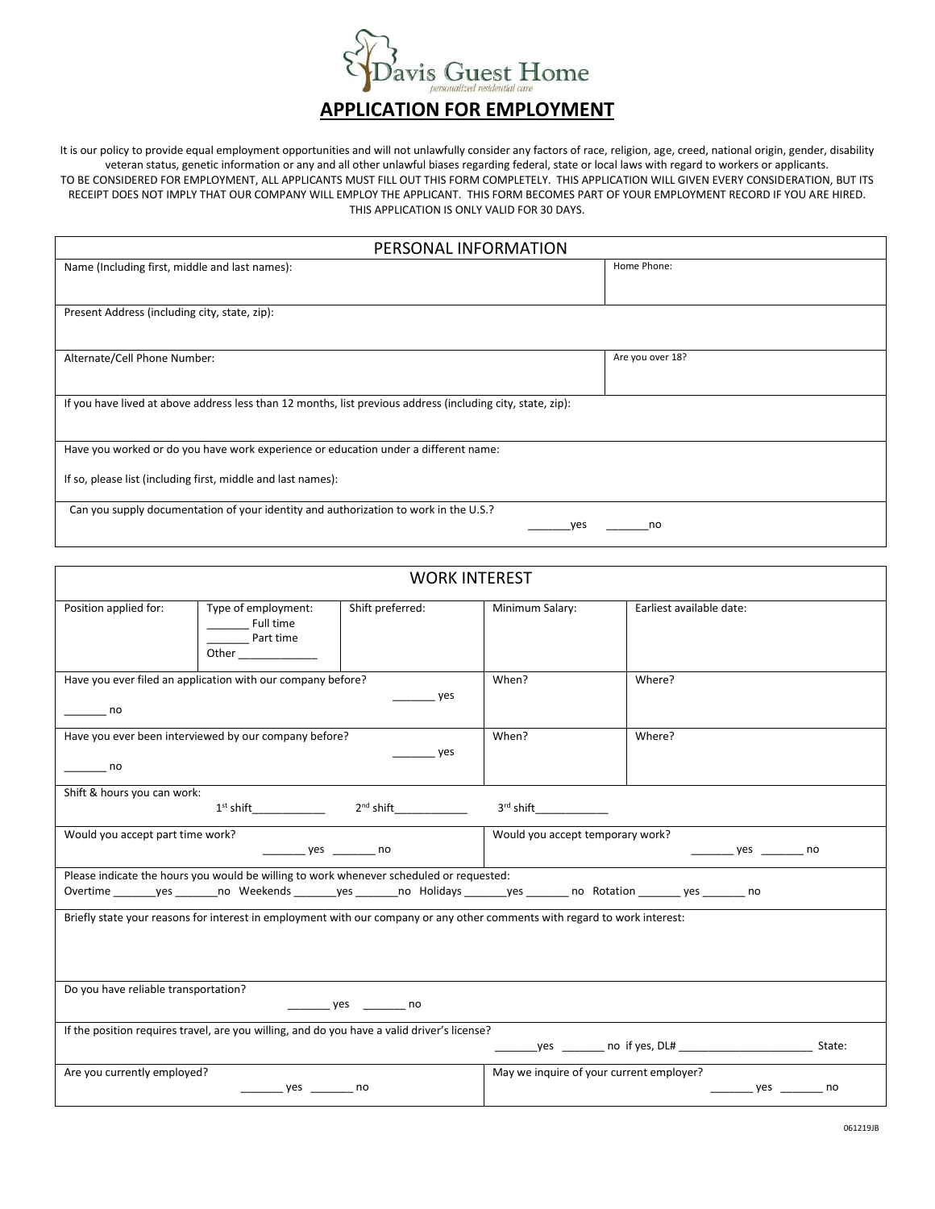Davis Guest Home

*personalized residential care*

# APPLICATION FOR EMPLOYMENT

It is our policy to provide equal employment opportunities and will not unlawfully consider any factors of race, religion, age, creed, national origin, gender, disability veteran status, genetic information or any and all other unlawful biases regarding federal, state or local laws with regard to workers or applicants.
TO BE CONSIDERED FOR EMPLOYMENT, ALL APPLICANTS MUST FILL OUT THIS FORM COMPLETELY. THIS APPLICATION WILL GIVEN EVERY CONSIDERATION, BUT ITS RECEIPT DOES NOT IMPLY THAT OUR COMPANY WILL EMPLOY THE APPLICANT. THIS FORM BECOMES PART OF YOUR EMPLOYMENT RECORD IF YOU ARE HIRED.
THIS APPLICATION IS ONLY VALID FOR 30 DAYS.

## PERSONAL INFORMATION

| Name (Including first, middle and last names): | Home Phone: |
|---|---|
| Present Address (including city, state, zip): | |
| Alternate/Cell Phone Number: | Are you over 18? |
| If you have lived at above address less than 12 months, list previous address (including city, state, zip): | |
| Have you worked or do you have work experience or education under a different name:<br><br>If so, please list (including first, middle and last names): | |
| Can you supply documentation of your identity and authorization to work in the U.S.? _______yes _______no | |

## WORK INTEREST

| Position applied for: | Type of employment:<br>_______ Full time<br>_______ Part time<br>Other ____________ | Shift preferred: | Minimum Salary: | Earliest available date: |
|---|---|---|---|---|
| Have you ever filed an application with our company before? _______ yes _______ no | | | When? | Where? |
| Have you ever been interviewed by our company before? _______ yes _______ no | | | When? | Where? |
| Shift & hours you can work: 1st shift____________ 2nd shift____________ 3rd shift____________ | | | | |
| Would you accept part time work? _______ yes _______ no | | | Would you accept temporary work? _______ yes _______ no | |
| Please indicate the hours you would be willing to work whenever scheduled or requested:<br>Overtime _______yes _______no Weekends _______yes _______no Holidays _______yes _______ no Rotation _______ yes _______ no | | | | |
| Briefly state your reasons for interest in employment with our company or any other comments with regard to work interest: | | | | |
| Do you have reliable transportation? _______ yes _______ no | | | | |
| If the position requires travel, are you willing, and do you have a valid driver's license? _______yes _______ no if yes, DL# ______________________ State: | | | | |
| Are you currently employed? _______ yes _______ no | | | May we inquire of your current employer? _______ yes _______ no | |

061219JB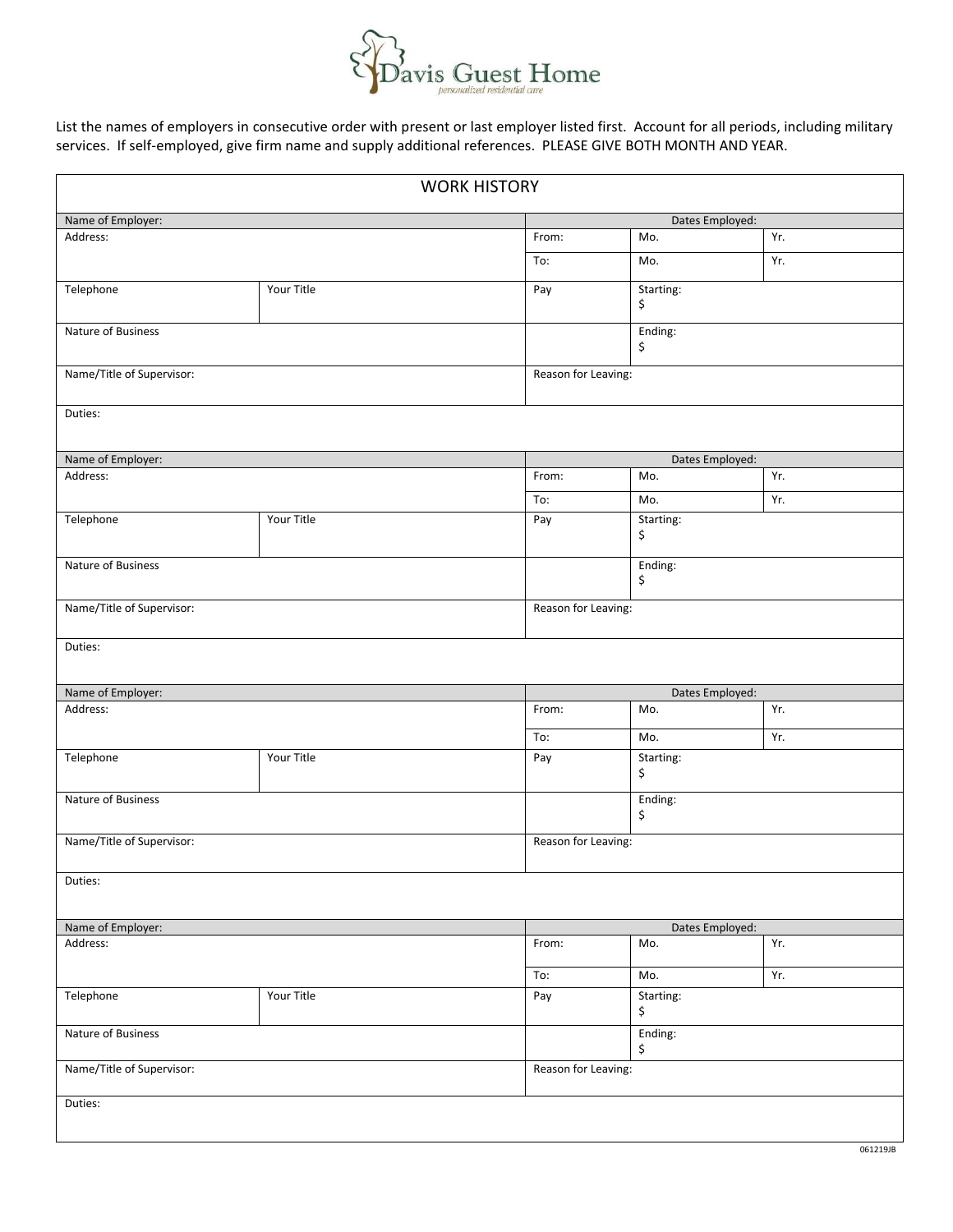Davis Guest Home

*personalized residential care*

List the names of employers in consecutive order with present or last employer listed first. Account for all periods, including military services. If self-employed, give firm name and supply additional references. PLEASE GIVE BOTH MONTH AND YEAR.

## WORK HISTORY

| Name of Employer: | | Dates Employed: | | |
|---|---|---|---|---|
| Address: | | From: | Mo. | Yr. |
| | | To: | Mo. | Yr. |
| Telephone | Your Title | Pay | Starting: $ | |
| Nature of Business | | | Ending: $ | |
| Name/Title of Supervisor: | | Reason for Leaving: | | |
| Duties: | | | | |

| Name of Employer: | | Dates Employed: | | |
|---|---|---|---|---|
| Address: | | From: | Mo. | Yr. |
| | | To: | Mo. | Yr. |
| Telephone | Your Title | Pay | Starting: $ | |
| Nature of Business | | | Ending: $ | |
| Name/Title of Supervisor: | | Reason for Leaving: | | |
| Duties: | | | | |

| Name of Employer: | | Dates Employed: | | |
|---|---|---|---|---|
| Address: | | From: | Mo. | Yr. |
| | | To: | Mo. | Yr. |
| Telephone | Your Title | Pay | Starting: $ | |
| Nature of Business | | | Ending: $ | |
| Name/Title of Supervisor: | | Reason for Leaving: | | |
| Duties: | | | | |

| Name of Employer: | | Dates Employed: | | |
|---|---|---|---|---|
| Address: | | From: | Mo. | Yr. |
| | | To: | Mo. | Yr. |
| Telephone | Your Title | Pay | Starting: $ | |
| Nature of Business | | | Ending: $ | |
| Name/Title of Supervisor: | | Reason for Leaving: | | |
| Duties: | | | | |

061219JB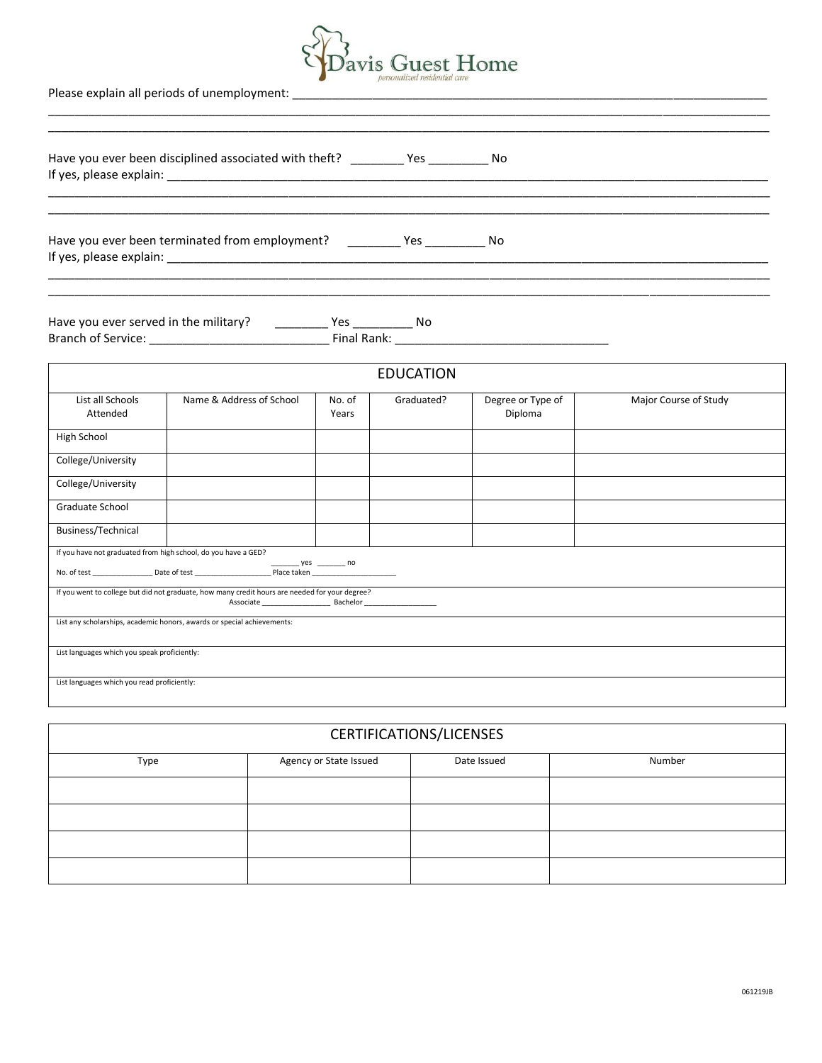Davis Guest Home

*personalized residential care*

Please explain all periods of unemployment: ___________________________________________________________________
_____________________________________________________________________________________________________
_____________________________________________________________________________________________________

Have you ever been disciplined associated with theft? ________ Yes _________ No
If yes, please explain: _______________________________________________________________________________________
_____________________________________________________________________________________________________
_____________________________________________________________________________________________________

Have you ever been terminated from employment? ________ Yes _________ No
If yes, please explain: _______________________________________________________________________________________
_____________________________________________________________________________________________________
_____________________________________________________________________________________________________

Have you ever served in the military? ________ Yes _________ No
Branch of Service: ___________________________ Final Rank: ________________________________

## EDUCATION

| List all Schools Attended | Name & Address of School | No. of Years | Graduated? | Degree or Type of Diploma | Major Course of Study |
|---|---|---|---|---|---|
| High School | | | | | |
| College/University | | | | | |
| College/University | | | | | |
| Graduate School | | | | | |
| Business/Technical | | | | | |

If you have not graduated from high school, do you have a GED? _______ yes _______ no
No. of test _______________ Date of test ___________________ Place taken ____________________

If you went to college but did not graduate, how many credit hours are needed for your degree?
Associate _________________ Bachelor _________________

List any scholarships, academic honors, awards or special achievements:

List languages which you speak proficiently:

List languages which you read proficiently:

## CERTIFICATIONS/LICENSES

| Type | Agency or State Issued | Date Issued | Number |
|---|---|---|---|
| | | | |
| | | | |
| | | | |
| | | | |

061219JB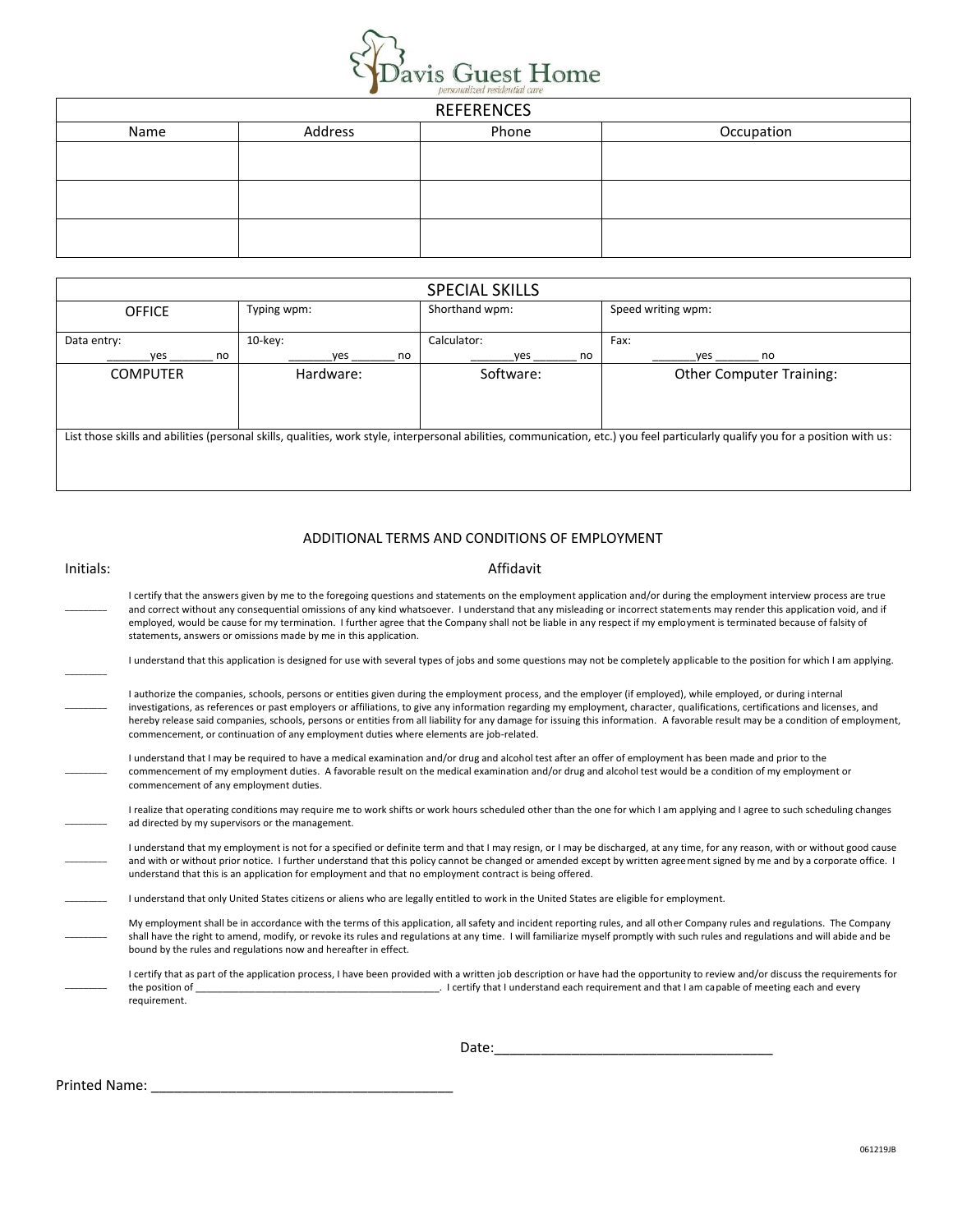Davis Guest Home
*personalized residential care*

| REFERENCES | | | |
|---|---|---|---|
| Name | Address | Phone | Occupation |
| | | | |
| | | | |
| | | | |

| SPECIAL SKILLS | | | |
|---|---|---|---|
| OFFICE | Typing wpm: | Shorthand wpm: | Speed writing wpm: |
| Data entry: _______yes _______ no | 10-key: _______yes _______ no | Calculator: _______yes _______ no | Fax: _______yes _______ no |
| COMPUTER | Hardware: | Software: | Other Computer Training: |
| List those skills and abilities (personal skills, qualities, work style, interpersonal abilities, communication, etc.) you feel particularly qualify you for a position with us: | | | |

## ADDITIONAL TERMS AND CONDITIONS OF EMPLOYMENT

Initials:

### Affidavit

_______ I certify that the answers given by me to the foregoing questions and statements on the employment application and/or during the employment interview process are true and correct without any consequential omissions of any kind whatsoever. I understand that any misleading or incorrect statements may render this application void, and if employed, would be cause for my termination. I further agree that the Company shall not be liable in any respect if my employment is terminated because of falsity of statements, answers or omissions made by me in this application.

_______ I understand that this application is designed for use with several types of jobs and some questions may not be completely applicable to the position for which I am applying.

_______ I authorize the companies, schools, persons or entities given during the employment process, and the employer (if employed), while employed, or during internal investigations, as references or past employers or affiliations, to give any information regarding my employment, character, qualifications, certifications and licenses, and hereby release said companies, schools, persons or entities from all liability for any damage for issuing this information. A favorable result may be a condition of employment, commencement, or continuation of any employment duties where elements are job-related.

_______ I understand that I may be required to have a medical examination and/or drug and alcohol test after an offer of employment has been made and prior to the commencement of my employment duties. A favorable result on the medical examination and/or drug and alcohol test would be a condition of my employment or commencement of any employment duties.

_______ I realize that operating conditions may require me to work shifts or work hours scheduled other than the one for which I am applying and I agree to such scheduling changes ad directed by my supervisors or the management.

_______ I understand that my employment is not for a specified or definite term and that I may resign, or I may be discharged, at any time, for any reason, with or without good cause and with or without prior notice. I further understand that this policy cannot be changed or amended except by written agreement signed by me and by a corporate office. I understand that this is an application for employment and that no employment contract is being offered.

_______ I understand that only United States citizens or aliens who are legally entitled to work in the United States are eligible for employment.

_______ My employment shall be in accordance with the terms of this application, all safety and incident reporting rules, and all other Company rules and regulations. The Company shall have the right to amend, modify, or revoke its rules and regulations at any time. I will familiarize myself promptly with such rules and regulations and will abide and be bound by the rules and regulations now and hereafter in effect.

_______ I certify that as part of the application process, I have been provided with a written job description or have had the opportunity to review and/or discuss the requirements for the position of _____________________________________________. I certify that I understand each requirement and that I am capable of meeting each and every requirement.

Date:_____________________________________

Printed Name: ________________________________________

061219JB